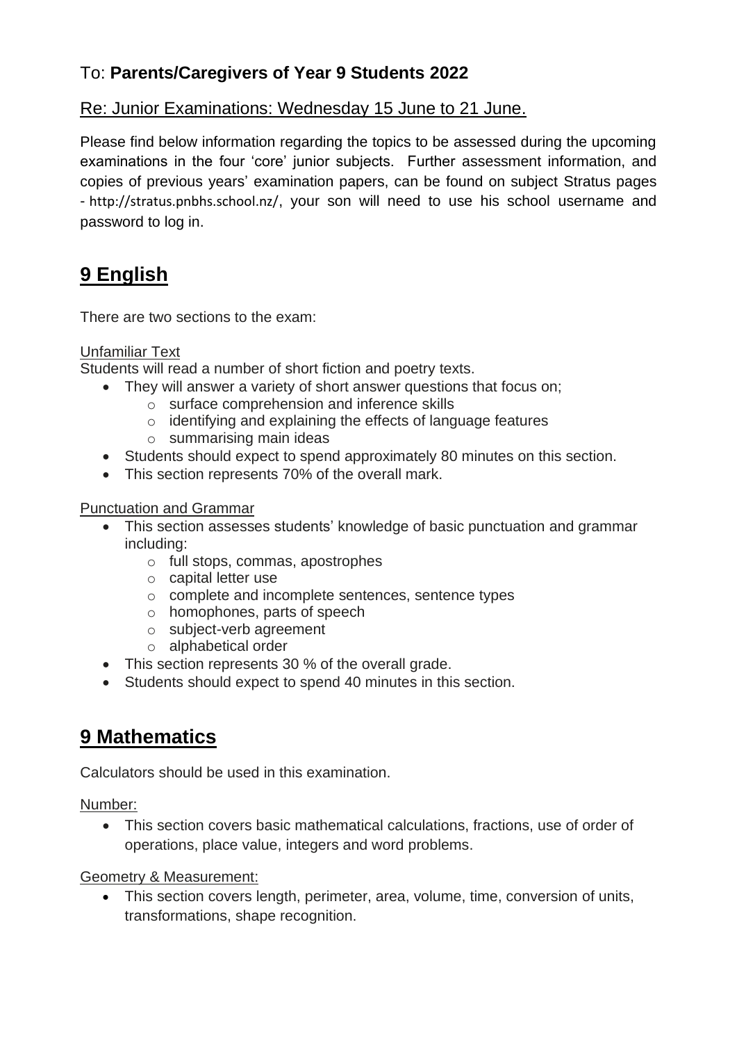To: **Parents/Caregivers of Year 9 Students 2022**

Re: Junior Examinations: Wednesday 15 June to 21 June.

Please find below information regarding the topics to be assessed during the upcoming examinations in the four 'core' junior subjects. Further assessment information, and copies of previous years' examination papers, can be found on subject Stratus pages - http://stratus.pnbhs.school.nz/, your son will need to use his school username and password to log in.

## 9 English

There are two sections to the exam:

Unfamiliar Text

Students will read a number of short fiction and poetry texts.

- They will answer a variety of short answer questions that focus on;
  - surface comprehension and inference skills
  - identifying and explaining the effects of language features
  - summarising main ideas
- Students should expect to spend approximately 80 minutes on this section.
- This section represents 70% of the overall mark.

Punctuation and Grammar

- This section assesses students' knowledge of basic punctuation and grammar including:
  - full stops, commas, apostrophes
  - capital letter use
  - complete and incomplete sentences, sentence types
  - homophones, parts of speech
  - subject-verb agreement
  - alphabetical order
- This section represents 30 % of the overall grade.
- Students should expect to spend 40 minutes in this section.

## 9 Mathematics

Calculators should be used in this examination.

Number:

- This section covers basic mathematical calculations, fractions, use of order of operations, place value, integers and word problems.

Geometry & Measurement:

- This section covers length, perimeter, area, volume, time, conversion of units, transformations, shape recognition.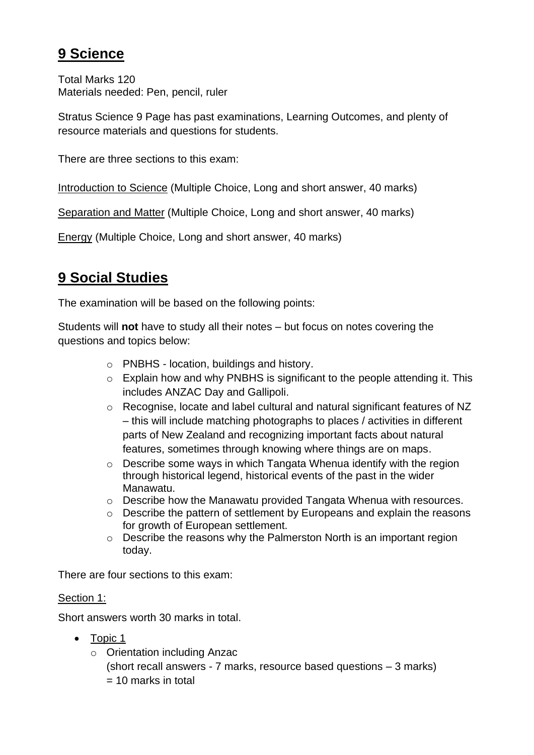## 9 Science

Total Marks 120
Materials needed: Pen, pencil, ruler

Stratus Science 9 Page has past examinations, Learning Outcomes, and plenty of resource materials and questions for students.

There are three sections to this exam:

Introduction to Science (Multiple Choice, Long and short answer, 40 marks)

Separation and Matter (Multiple Choice, Long and short answer, 40 marks)

Energy (Multiple Choice, Long and short answer, 40 marks)

## 9 Social Studies

The examination will be based on the following points:

Students will **not** have to study all their notes – but focus on notes covering the questions and topics below:

- PNBHS - location, buildings and history.
- Explain how and why PNBHS is significant to the people attending it. This includes ANZAC Day and Gallipoli.
- Recognise, locate and label cultural and natural significant features of NZ – this will include matching photographs to places / activities in different parts of New Zealand and recognizing important facts about natural features, sometimes through knowing where things are on maps.
- Describe some ways in which Tangata Whenua identify with the region through historical legend, historical events of the past in the wider Manawatu.
- Describe how the Manawatu provided Tangata Whenua with resources.
- Describe the pattern of settlement by Europeans and explain the reasons for growth of European settlement.
- Describe the reasons why the Palmerston North is an important region today.

There are four sections to this exam:

Section 1:

Short answers worth 30 marks in total.

- Topic 1
  - Orientation including Anzac
    (short recall answers - 7 marks, resource based questions – 3 marks)
    = 10 marks in total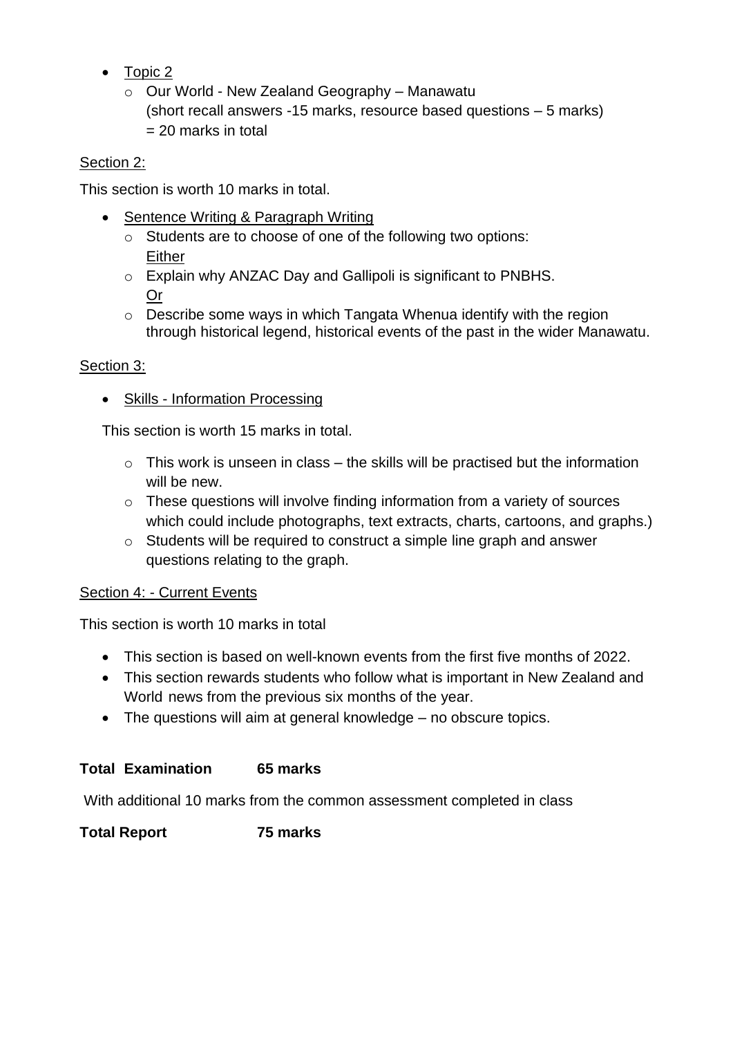- Topic 2
  - Our World - New Zealand Geography – Manawatu
    (short recall answers -15 marks, resource based questions – 5 marks)
    = 20 marks in total

Section 2:

This section is worth 10 marks in total.

- Sentence Writing & Paragraph Writing
  - Students are to choose of one of the following two options:
    Either
  - Explain why ANZAC Day and Gallipoli is significant to PNBHS.
    Or
  - Describe some ways in which Tangata Whenua identify with the region through historical legend, historical events of the past in the wider Manawatu.

Section 3:

- Skills - Information Processing

  This section is worth 15 marks in total.

  - This work is unseen in class – the skills will be practised but the information will be new.
  - These questions will involve finding information from a variety of sources which could include photographs, text extracts, charts, cartoons, and graphs.)
  - Students will be required to construct a simple line graph and answer questions relating to the graph.

Section 4: - Current Events

This section is worth 10 marks in total

- This section is based on well-known events from the first five months of 2022.
- This section rewards students who follow what is important in New Zealand and World news from the previous six months of the year.
- The questions will aim at general knowledge – no obscure topics.

**Total Examination 65 marks**

With additional 10 marks from the common assessment completed in class

**Total Report 75 marks**